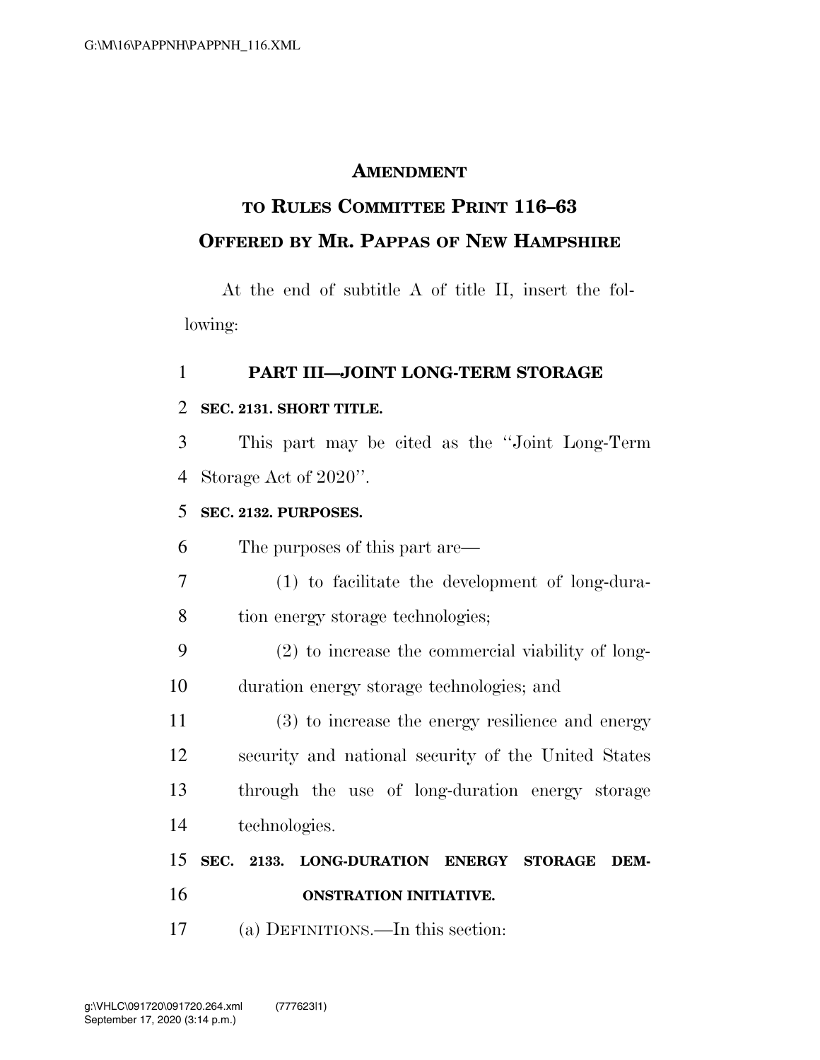# AMENDMENT

## TO RULES COMMITTEE PRINT 116–63

## OFFERED BY MR. PAPPAS OF NEW HAMPSHIRE

At the end of subtitle A of title II, insert the following:

### PART III—JOINT LONG-TERM STORAGE

**SEC. 2131. SHORT TITLE.**

This part may be cited as the ''Joint Long-Term Storage Act of 2020''.

**SEC. 2132. PURPOSES.**

The purposes of this part are—

(1) to facilitate the development of long-duration energy storage technologies;

(2) to increase the commercial viability of long-duration energy storage technologies; and

(3) to increase the energy resilience and energy security and national security of the United States through the use of long-duration energy storage technologies.

**SEC. 2133. LONG-DURATION ENERGY STORAGE DEMONSTRATION INITIATIVE.**

(a) DEFINITIONS.—In this section: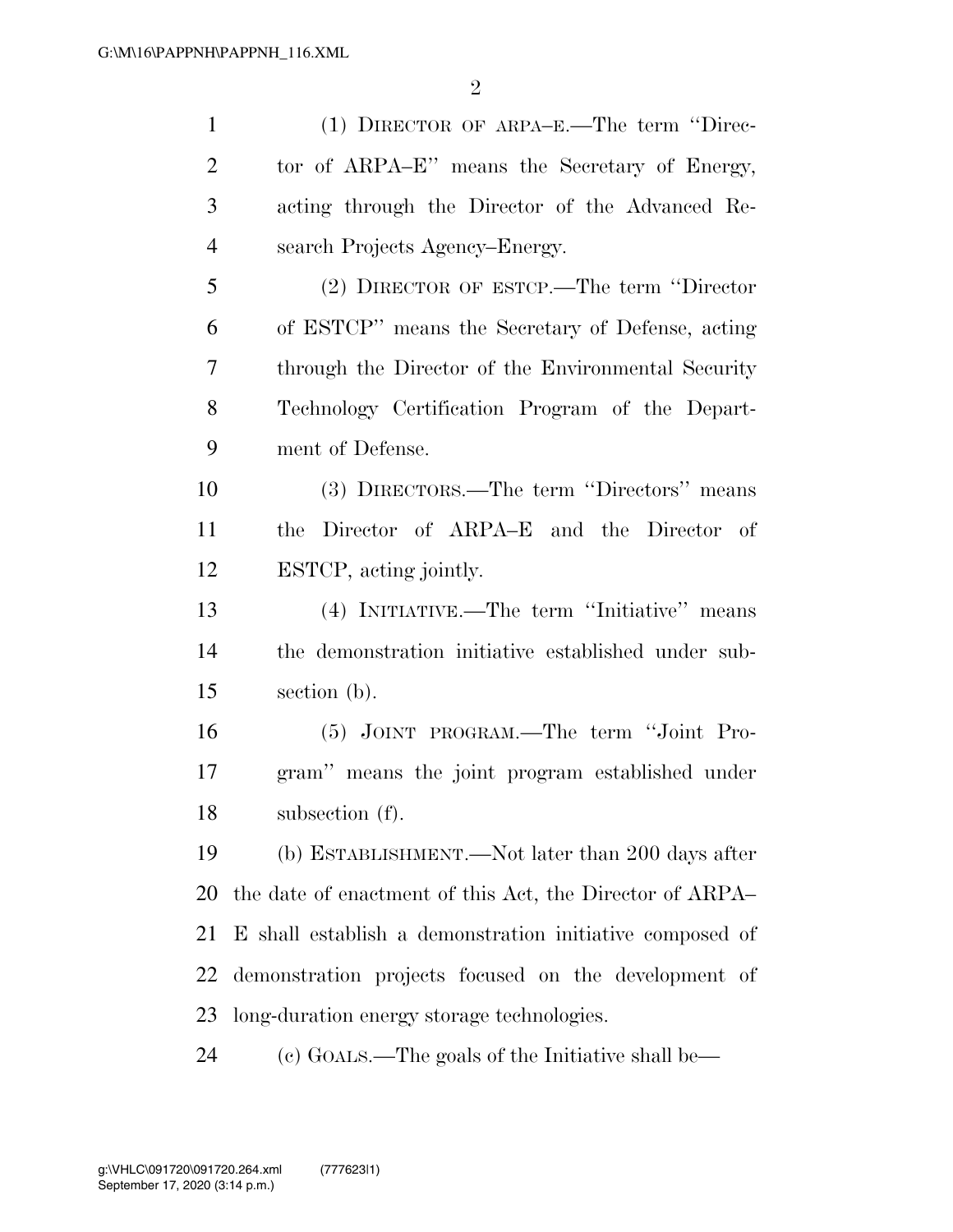(1) DIRECTOR OF ARPA–E.—The term ''Director of ARPA–E'' means the Secretary of Energy, acting through the Director of the Advanced Research Projects Agency–Energy.

(2) DIRECTOR OF ESTCP.—The term ''Director of ESTCP'' means the Secretary of Defense, acting through the Director of the Environmental Security Technology Certification Program of the Department of Defense.

(3) DIRECTORS.—The term ''Directors'' means the Director of ARPA–E and the Director of ESTCP, acting jointly.

(4) INITIATIVE.—The term ''Initiative'' means the demonstration initiative established under subsection (b).

(5) JOINT PROGRAM.—The term ''Joint Program'' means the joint program established under subsection (f).

(b) ESTABLISHMENT.—Not later than 200 days after the date of enactment of this Act, the Director of ARPA–E shall establish a demonstration initiative composed of demonstration projects focused on the development of long-duration energy storage technologies.

(c) GOALS.—The goals of the Initiative shall be—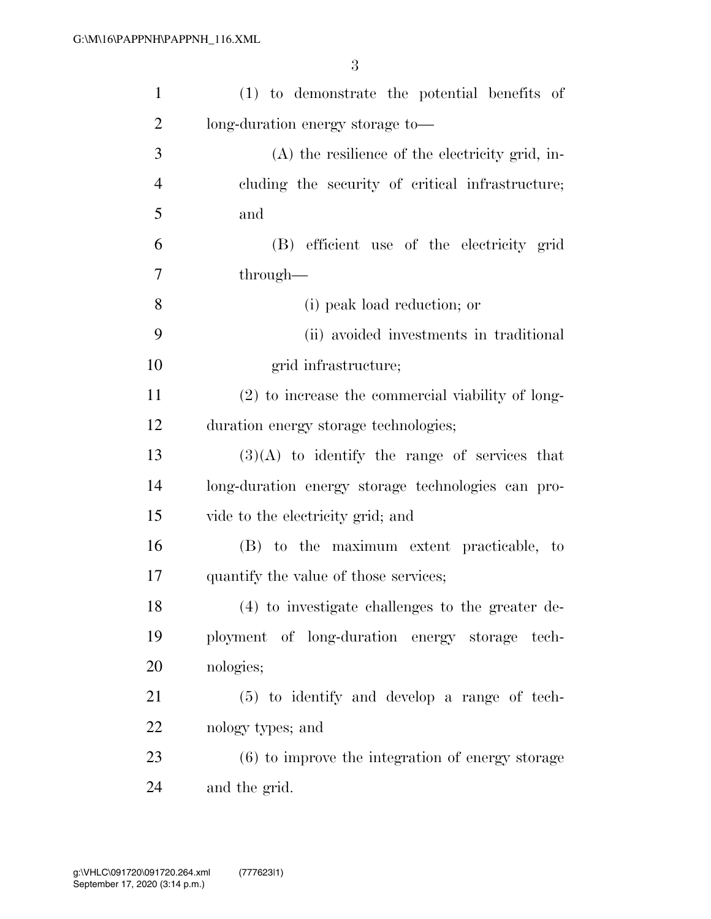(1) to demonstrate the potential benefits of long-duration energy storage to—

(A) the resilience of the electricity grid, including the security of critical infrastructure; and

(B) efficient use of the electricity grid through—

(i) peak load reduction; or

(ii) avoided investments in traditional grid infrastructure;

(2) to increase the commercial viability of long-duration energy storage technologies;

(3)(A) to identify the range of services that long-duration energy storage technologies can provide to the electricity grid; and

(B) to the maximum extent practicable, to quantify the value of those services;

(4) to investigate challenges to the greater deployment of long-duration energy storage technologies;

(5) to identify and develop a range of technology types; and

(6) to improve the integration of energy storage and the grid.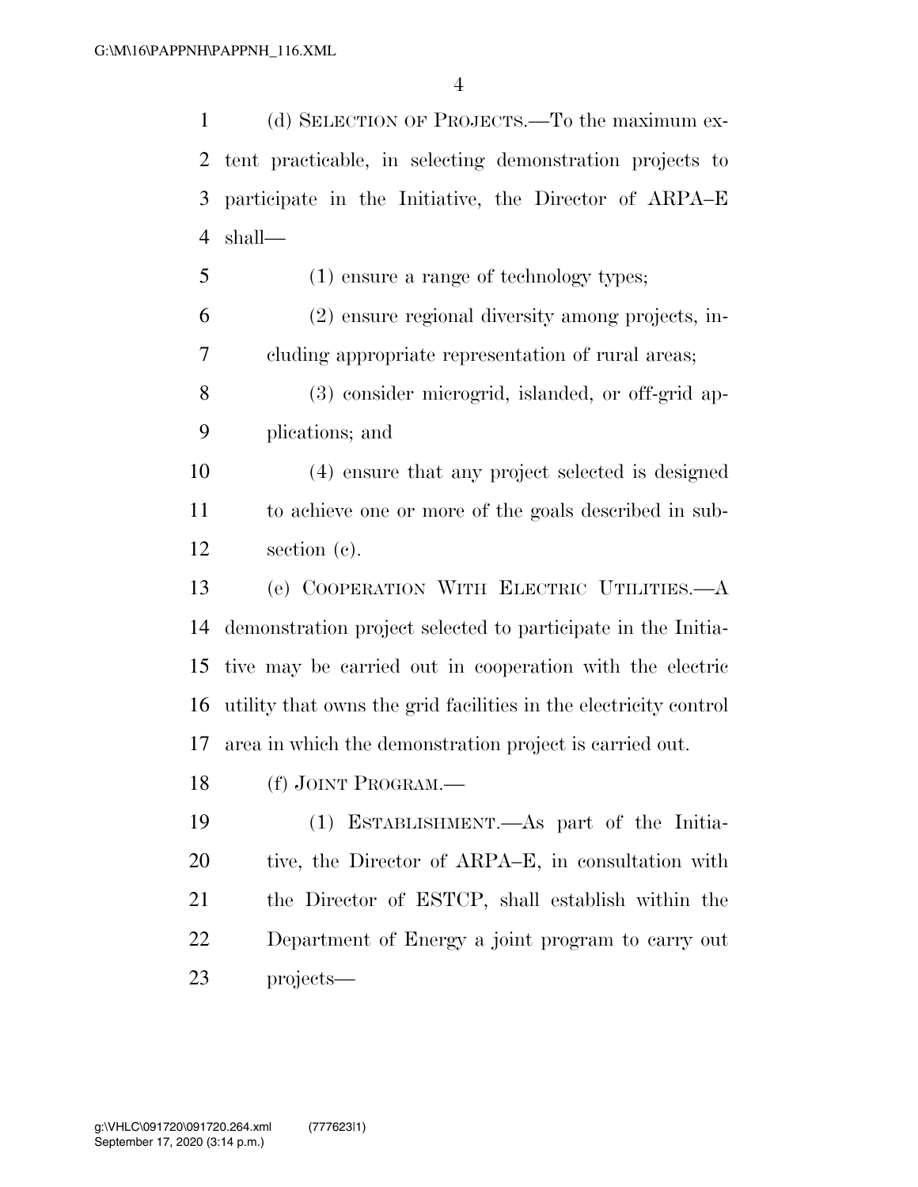(d) SELECTION OF PROJECTS.—To the maximum extent practicable, in selecting demonstration projects to participate in the Initiative, the Director of ARPA–E shall—

(1) ensure a range of technology types;

(2) ensure regional diversity among projects, including appropriate representation of rural areas;

(3) consider microgrid, islanded, or off-grid applications; and

(4) ensure that any project selected is designed to achieve one or more of the goals described in subsection (c).

(e) COOPERATION WITH ELECTRIC UTILITIES.—A demonstration project selected to participate in the Initiative may be carried out in cooperation with the electric utility that owns the grid facilities in the electricity control area in which the demonstration project is carried out.

(f) JOINT PROGRAM.—

(1) ESTABLISHMENT.—As part of the Initiative, the Director of ARPA–E, in consultation with the Director of ESTCP, shall establish within the Department of Energy a joint program to carry out projects—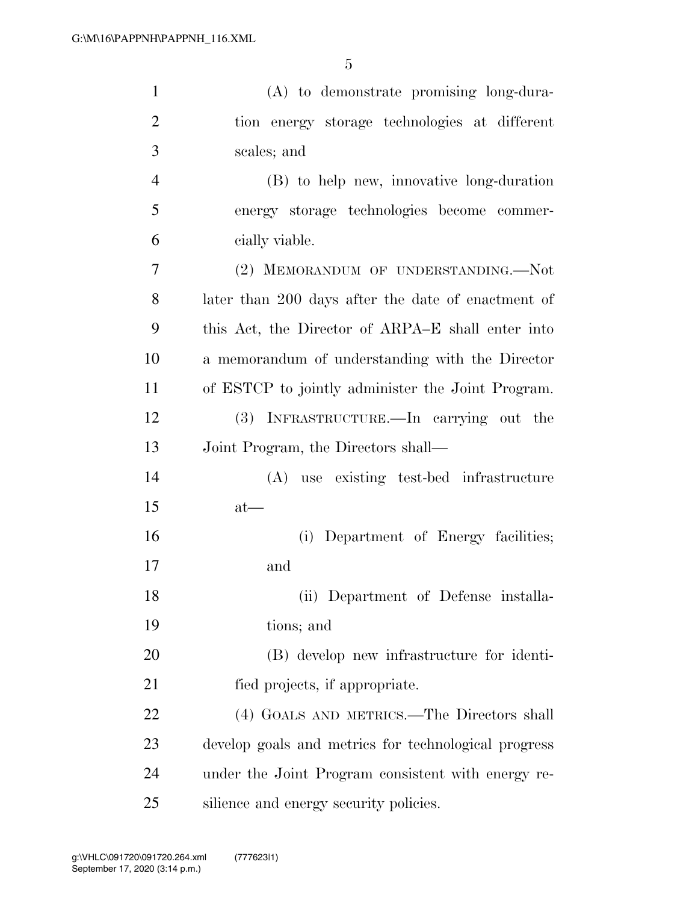(A) to demonstrate promising long-duration energy storage technologies at different scales; and

(B) to help new, innovative long-duration energy storage technologies become commercially viable.

(2) MEMORANDUM OF UNDERSTANDING.—Not later than 200 days after the date of enactment of this Act, the Director of ARPA–E shall enter into a memorandum of understanding with the Director of ESTCP to jointly administer the Joint Program.

(3) INFRASTRUCTURE.—In carrying out the Joint Program, the Directors shall—

(A) use existing test-bed infrastructure at—

(i) Department of Energy facilities; and

(ii) Department of Defense installations; and

(B) develop new infrastructure for identified projects, if appropriate.

(4) GOALS AND METRICS.—The Directors shall develop goals and metrics for technological progress under the Joint Program consistent with energy resilience and energy security policies.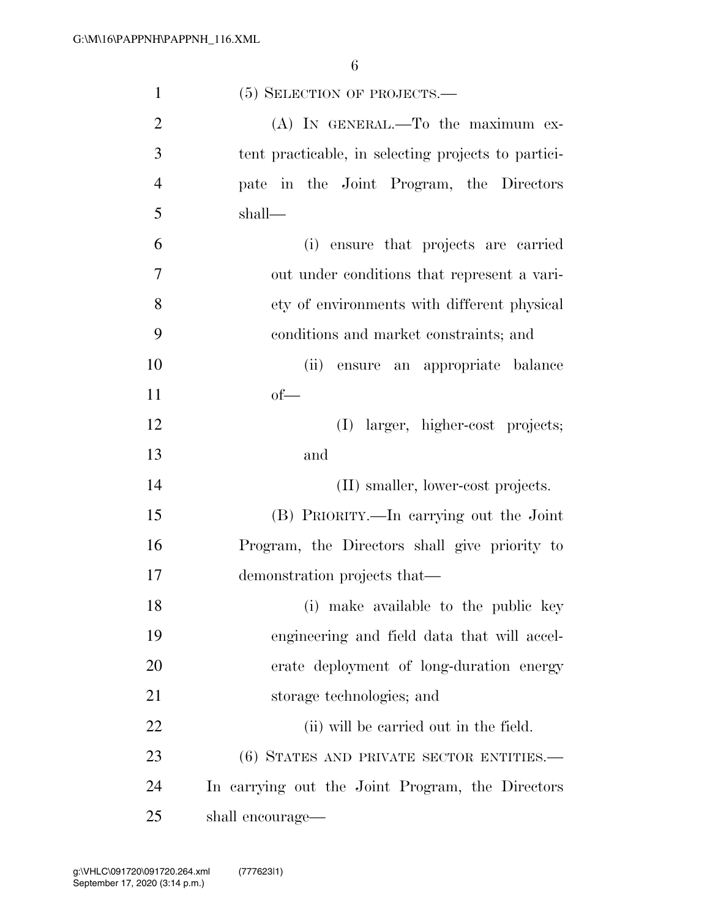(5) SELECTION OF PROJECTS.—

(A) IN GENERAL.—To the maximum extent practicable, in selecting projects to participate in the Joint Program, the Directors shall—

(i) ensure that projects are carried out under conditions that represent a variety of environments with different physical conditions and market constraints; and

(ii) ensure an appropriate balance of—

(I) larger, higher-cost projects; and

(II) smaller, lower-cost projects.

(B) PRIORITY.—In carrying out the Joint Program, the Directors shall give priority to demonstration projects that—

(i) make available to the public key engineering and field data that will accelerate deployment of long-duration energy storage technologies; and

(ii) will be carried out in the field.

(6) STATES AND PRIVATE SECTOR ENTITIES.—In carrying out the Joint Program, the Directors shall encourage—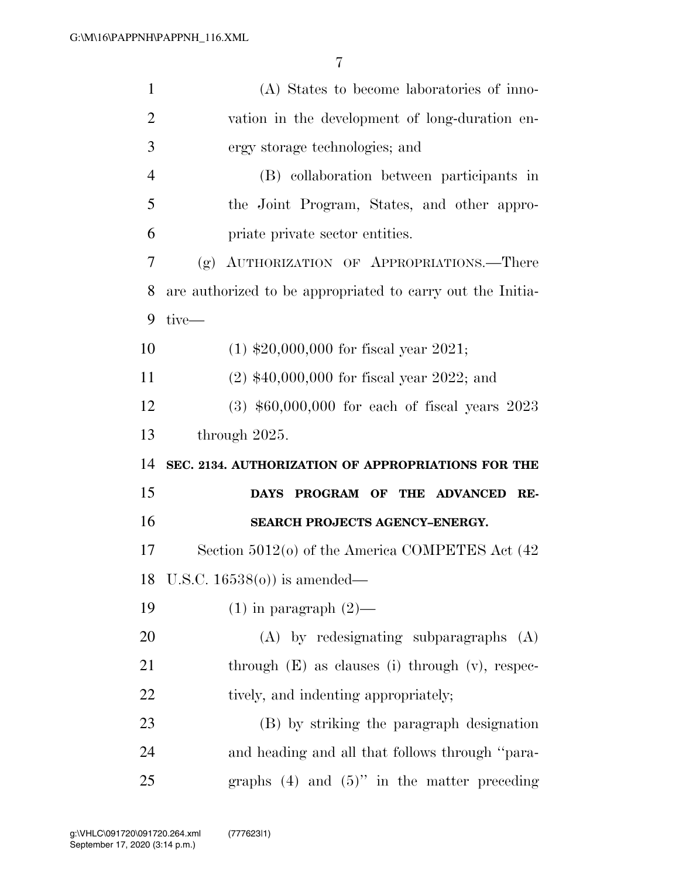(A) States to become laboratories of innovation in the development of long-duration energy storage technologies; and

(B) collaboration between participants in the Joint Program, States, and other appropriate private sector entities.

(g) AUTHORIZATION OF APPROPRIATIONS.—There are authorized to be appropriated to carry out the Initiative—

(1) $20,000,000 for fiscal year 2021;

(2) $40,000,000 for fiscal year 2022; and

(3) $60,000,000 for each of fiscal years 2023 through 2025.

**SEC. 2134. AUTHORIZATION OF APPROPRIATIONS FOR THE DAYS PROGRAM OF THE ADVANCED RESEARCH PROJECTS AGENCY–ENERGY.**

Section 5012(o) of the America COMPETES Act (42 U.S.C. 16538(o)) is amended—

(1) in paragraph (2)—

(A) by redesignating subparagraphs (A) through (E) as clauses (i) through (v), respectively, and indenting appropriately;

(B) by striking the paragraph designation and heading and all that follows through "paragraphs (4) and (5)" in the matter preceding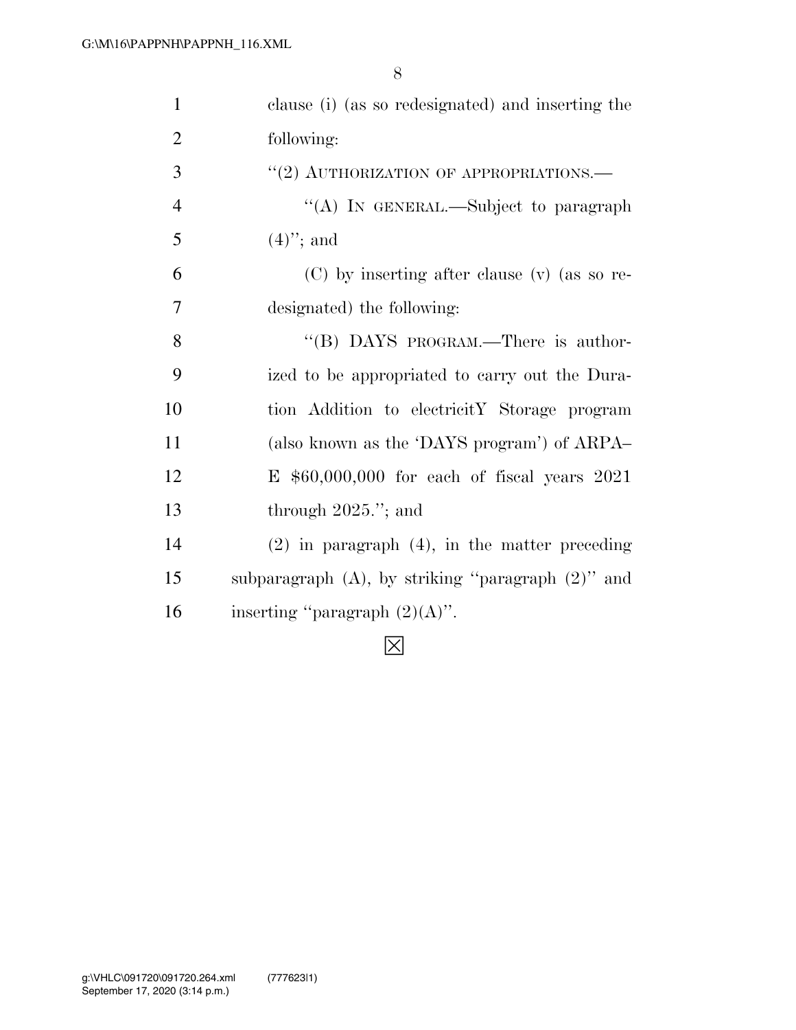clause (i) (as so redesignated) and inserting the following:

"(2) AUTHORIZATION OF APPROPRIATIONS.—

"(A) IN GENERAL.—Subject to paragraph (4)"; and

(C) by inserting after clause (v) (as so redesignated) the following:

"(B) DAYS PROGRAM.—There is authorized to be appropriated to carry out the Duration Addition to electricitY Storage program (also known as the 'DAYS program') of ARPA–E $60,000,000 for each of fiscal years 2021 through 2025."; and

(2) in paragraph (4), in the matter preceding subparagraph (A), by striking "paragraph (2)" and inserting "paragraph (2)(A)".